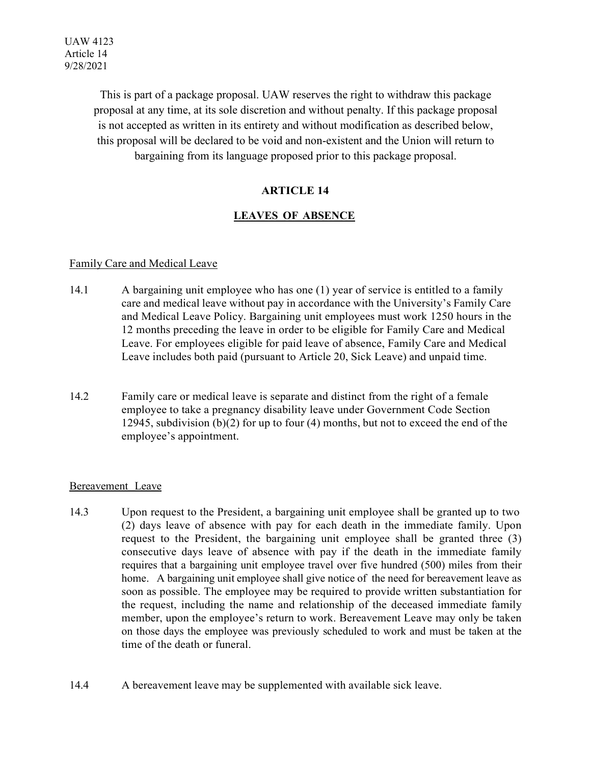UAW 4123
Article 14
9/28/2021

This is part of a package proposal. UAW reserves the right to withdraw this package proposal at any time, at its sole discretion and without penalty. If this package proposal is not accepted as written in its entirety and without modification as described below, this proposal will be declared to be void and non-existent and the Union will return to bargaining from its language proposed prior to this package proposal.

# ARTICLE 14

## LEAVES OF ABSENCE

Family Care and Medical Leave

14.1 A bargaining unit employee who has one (1) year of service is entitled to a family care and medical leave without pay in accordance with the University's Family Care and Medical Leave Policy. Bargaining unit employees must work 1250 hours in the 12 months preceding the leave in order to be eligible for Family Care and Medical Leave. For employees eligible for paid leave of absence, Family Care and Medical Leave includes both paid (pursuant to Article 20, Sick Leave) and unpaid time.

14.2 Family care or medical leave is separate and distinct from the right of a female employee to take a pregnancy disability leave under Government Code Section 12945, subdivision (b)(2) for up to four (4) months, but not to exceed the end of the employee's appointment.

Bereavement Leave

14.3 Upon request to the President, a bargaining unit employee shall be granted up to two (2) days leave of absence with pay for each death in the immediate family. Upon request to the President, the bargaining unit employee shall be granted three (3) consecutive days leave of absence with pay if the death in the immediate family requires that a bargaining unit employee travel over five hundred (500) miles from their home. A bargaining unit employee shall give notice of the need for bereavement leave as soon as possible. The employee may be required to provide written substantiation for the request, including the name and relationship of the deceased immediate family member, upon the employee's return to work. Bereavement Leave may only be taken on those days the employee was previously scheduled to work and must be taken at the time of the death or funeral.

14.4 A bereavement leave may be supplemented with available sick leave.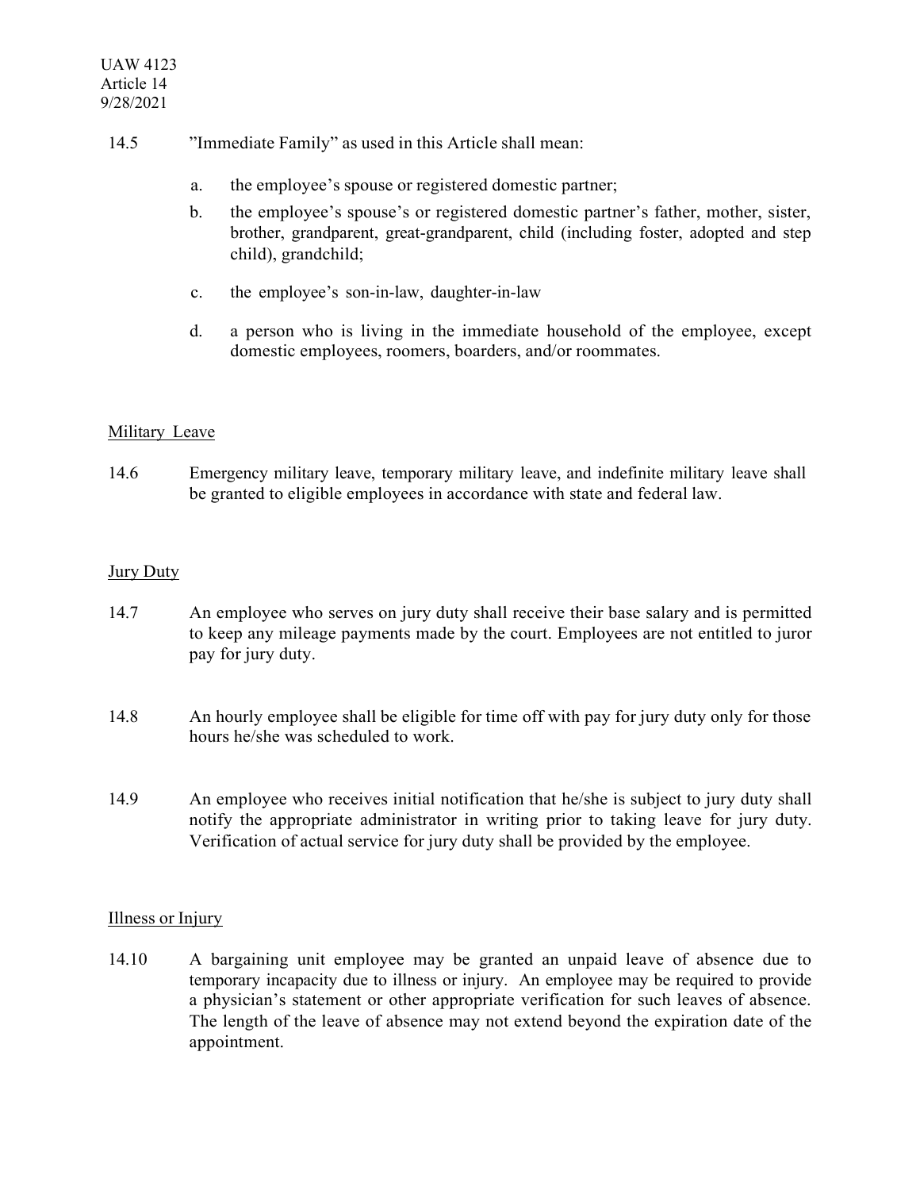14.5 "Immediate Family" as used in this Article shall mean:

a. the employee's spouse or registered domestic partner;

b. the employee's spouse's or registered domestic partner's father, mother, sister, brother, grandparent, great-grandparent, child (including foster, adopted and step child), grandchild;

c. the employee's son-in-law, daughter-in-law

d. a person who is living in the immediate household of the employee, except domestic employees, roomers, boarders, and/or roommates.

## Military Leave

14.6 Emergency military leave, temporary military leave, and indefinite military leave shall be granted to eligible employees in accordance with state and federal law.

## Jury Duty

14.7 An employee who serves on jury duty shall receive their base salary and is permitted to keep any mileage payments made by the court. Employees are not entitled to juror pay for jury duty.

14.8 An hourly employee shall be eligible for time off with pay for jury duty only for those hours he/she was scheduled to work.

14.9 An employee who receives initial notification that he/she is subject to jury duty shall notify the appropriate administrator in writing prior to taking leave for jury duty. Verification of actual service for jury duty shall be provided by the employee.

## Illness or Injury

14.10 A bargaining unit employee may be granted an unpaid leave of absence due to temporary incapacity due to illness or injury. An employee may be required to provide a physician's statement or other appropriate verification for such leaves of absence. The length of the leave of absence may not extend beyond the expiration date of the appointment.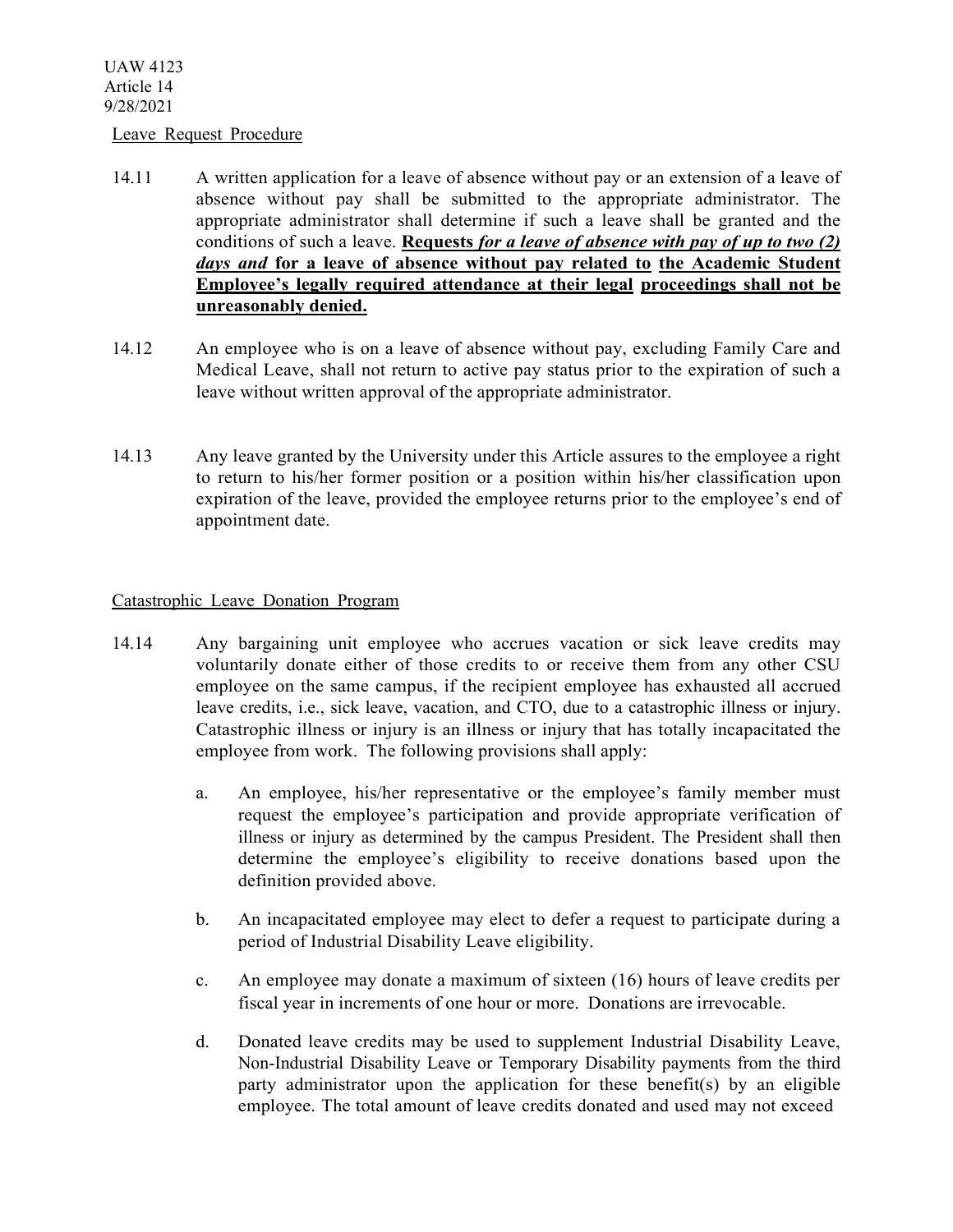Leave Request Procedure

14.11 A written application for a leave of absence without pay or an extension of a leave of absence without pay shall be submitted to the appropriate administrator. The appropriate administrator shall determine if such a leave shall be granted and the conditions of such a leave. **Requests** ***for a leave of absence with pay of up to two (2) days and*** **for a leave of absence without pay related to the Academic Student Employee's legally required attendance at their legal proceedings shall not be unreasonably denied.**

14.12 An employee who is on a leave of absence without pay, excluding Family Care and Medical Leave, shall not return to active pay status prior to the expiration of such a leave without written approval of the appropriate administrator.

14.13 Any leave granted by the University under this Article assures to the employee a right to return to his/her former position or a position within his/her classification upon expiration of the leave, provided the employee returns prior to the employee's end of appointment date.

Catastrophic Leave Donation Program

14.14 Any bargaining unit employee who accrues vacation or sick leave credits may voluntarily donate either of those credits to or receive them from any other CSU employee on the same campus, if the recipient employee has exhausted all accrued leave credits, i.e., sick leave, vacation, and CTO, due to a catastrophic illness or injury. Catastrophic illness or injury is an illness or injury that has totally incapacitated the employee from work. The following provisions shall apply:

a. An employee, his/her representative or the employee's family member must request the employee's participation and provide appropriate verification of illness or injury as determined by the campus President. The President shall then determine the employee's eligibility to receive donations based upon the definition provided above.

b. An incapacitated employee may elect to defer a request to participate during a period of Industrial Disability Leave eligibility.

c. An employee may donate a maximum of sixteen (16) hours of leave credits per fiscal year in increments of one hour or more. Donations are irrevocable.

d. Donated leave credits may be used to supplement Industrial Disability Leave, Non-Industrial Disability Leave or Temporary Disability payments from the third party administrator upon the application for these benefit(s) by an eligible employee. The total amount of leave credits donated and used may not exceed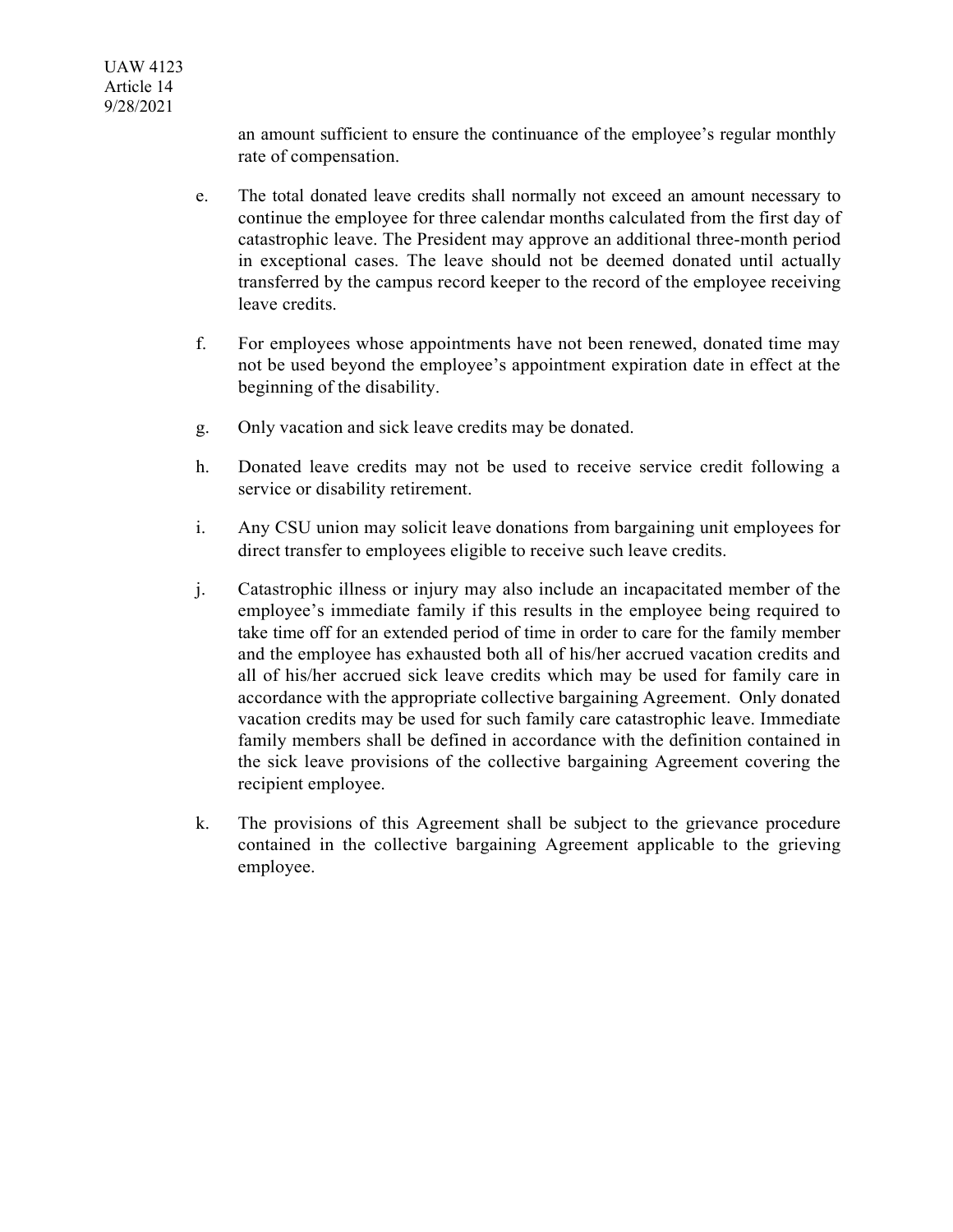an amount sufficient to ensure the continuance of the employee's regular monthly rate of compensation.

e. The total donated leave credits shall normally not exceed an amount necessary to continue the employee for three calendar months calculated from the first day of catastrophic leave. The President may approve an additional three-month period in exceptional cases. The leave should not be deemed donated until actually transferred by the campus record keeper to the record of the employee receiving leave credits.

f. For employees whose appointments have not been renewed, donated time may not be used beyond the employee's appointment expiration date in effect at the beginning of the disability.

g. Only vacation and sick leave credits may be donated.

h. Donated leave credits may not be used to receive service credit following a service or disability retirement.

i. Any CSU union may solicit leave donations from bargaining unit employees for direct transfer to employees eligible to receive such leave credits.

j. Catastrophic illness or injury may also include an incapacitated member of the employee's immediate family if this results in the employee being required to take time off for an extended period of time in order to care for the family member and the employee has exhausted both all of his/her accrued vacation credits and all of his/her accrued sick leave credits which may be used for family care in accordance with the appropriate collective bargaining Agreement. Only donated vacation credits may be used for such family care catastrophic leave. Immediate family members shall be defined in accordance with the definition contained in the sick leave provisions of the collective bargaining Agreement covering the recipient employee.

k. The provisions of this Agreement shall be subject to the grievance procedure contained in the collective bargaining Agreement applicable to the grieving employee.